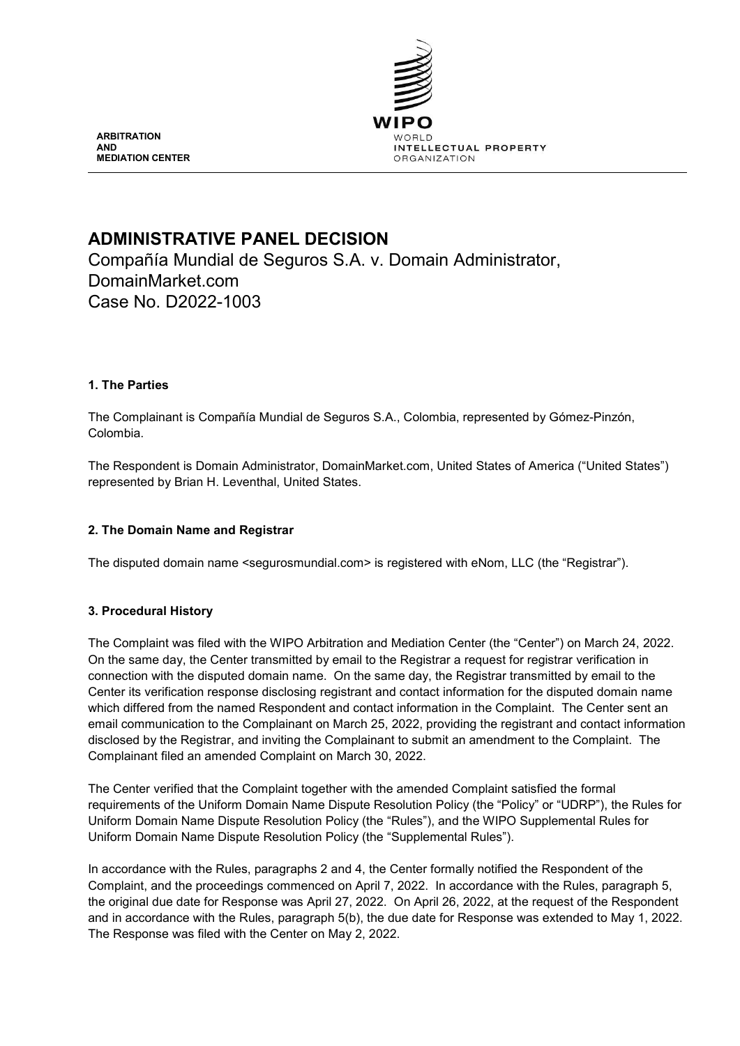**ARBITRATION AND MEDIATION CENTER**

WIPO
WORLD
INTELLECTUAL PROPERTY
ORGANIZATION

# ADMINISTRATIVE PANEL DECISION

Compañía Mundial de Seguros S.A. v. Domain Administrator, DomainMarket.com
Case No. D2022-1003

## 1. The Parties

The Complainant is Compañía Mundial de Seguros S.A., Colombia, represented by Gómez-Pinzón, Colombia.

The Respondent is Domain Administrator, DomainMarket.com, United States of America ("United States") represented by Brian H. Leventhal, United States.

## 2. The Domain Name and Registrar

The disputed domain name <segurosmundial.com> is registered with eNom, LLC (the "Registrar").

## 3. Procedural History

The Complaint was filed with the WIPO Arbitration and Mediation Center (the "Center") on March 24, 2022. On the same day, the Center transmitted by email to the Registrar a request for registrar verification in connection with the disputed domain name. On the same day, the Registrar transmitted by email to the Center its verification response disclosing registrant and contact information for the disputed domain name which differed from the named Respondent and contact information in the Complaint. The Center sent an email communication to the Complainant on March 25, 2022, providing the registrant and contact information disclosed by the Registrar, and inviting the Complainant to submit an amendment to the Complaint. The Complainant filed an amended Complaint on March 30, 2022.

The Center verified that the Complaint together with the amended Complaint satisfied the formal requirements of the Uniform Domain Name Dispute Resolution Policy (the "Policy" or "UDRP"), the Rules for Uniform Domain Name Dispute Resolution Policy (the "Rules"), and the WIPO Supplemental Rules for Uniform Domain Name Dispute Resolution Policy (the "Supplemental Rules").

In accordance with the Rules, paragraphs 2 and 4, the Center formally notified the Respondent of the Complaint, and the proceedings commenced on April 7, 2022. In accordance with the Rules, paragraph 5, the original due date for Response was April 27, 2022. On April 26, 2022, at the request of the Respondent and in accordance with the Rules, paragraph 5(b), the due date for Response was extended to May 1, 2022. The Response was filed with the Center on May 2, 2022.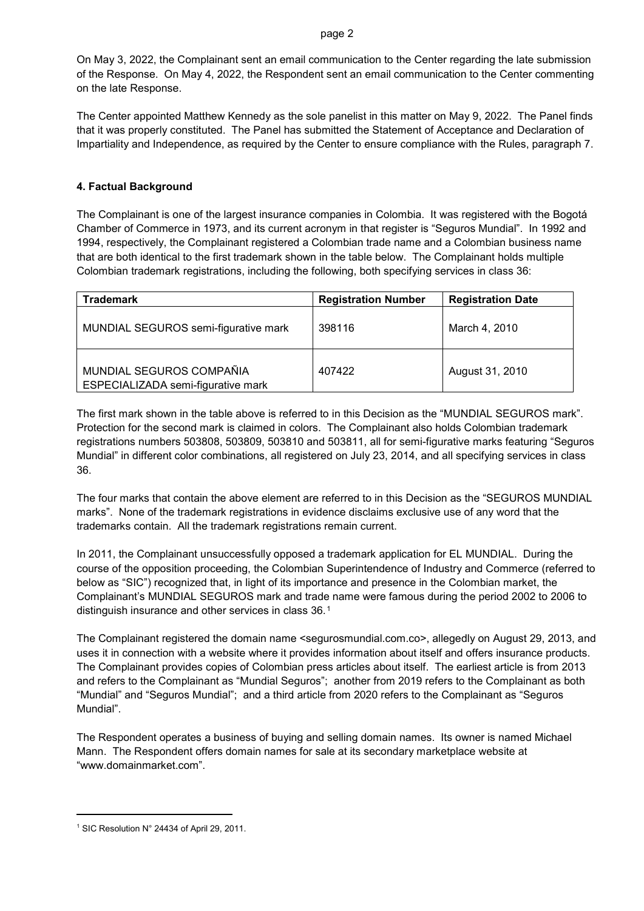On May 3, 2022, the Complainant sent an email communication to the Center regarding the late submission of the Response. On May 4, 2022, the Respondent sent an email communication to the Center commenting on the late Response.

The Center appointed Matthew Kennedy as the sole panelist in this matter on May 9, 2022. The Panel finds that it was properly constituted. The Panel has submitted the Statement of Acceptance and Declaration of Impartiality and Independence, as required by the Center to ensure compliance with the Rules, paragraph 7.

## 4. Factual Background

The Complainant is one of the largest insurance companies in Colombia. It was registered with the Bogotá Chamber of Commerce in 1973, and its current acronym in that register is "Seguros Mundial". In 1992 and 1994, respectively, the Complainant registered a Colombian trade name and a Colombian business name that are both identical to the first trademark shown in the table below. The Complainant holds multiple Colombian trademark registrations, including the following, both specifying services in class 36:

| Trademark | Registration Number | Registration Date |
| --- | --- | --- |
| MUNDIAL SEGUROS semi-figurative mark | 398116 | March 4, 2010 |
| MUNDIAL SEGUROS COMPAÑIA ESPECIALIZADA semi-figurative mark | 407422 | August 31, 2010 |

The first mark shown in the table above is referred to in this Decision as the "MUNDIAL SEGUROS mark". Protection for the second mark is claimed in colors. The Complainant also holds Colombian trademark registrations numbers 503808, 503809, 503810 and 503811, all for semi-figurative marks featuring "Seguros Mundial" in different color combinations, all registered on July 23, 2014, and all specifying services in class 36.

The four marks that contain the above element are referred to in this Decision as the "SEGUROS MUNDIAL marks". None of the trademark registrations in evidence disclaims exclusive use of any word that the trademarks contain. All the trademark registrations remain current.

In 2011, the Complainant unsuccessfully opposed a trademark application for EL MUNDIAL. During the course of the opposition proceeding, the Colombian Superintendence of Industry and Commerce (referred to below as "SIC") recognized that, in light of its importance and presence in the Colombian market, the Complainant's MUNDIAL SEGUROS mark and trade name were famous during the period 2002 to 2006 to distinguish insurance and other services in class 36.[1]

The Complainant registered the domain name <segurosmundial.com.co>, allegedly on August 29, 2013, and uses it in connection with a website where it provides information about itself and offers insurance products. The Complainant provides copies of Colombian press articles about itself. The earliest article is from 2013 and refers to the Complainant as "Mundial Seguros"; another from 2019 refers to the Complainant as both "Mundial" and "Seguros Mundial"; and a third article from 2020 refers to the Complainant as "Seguros Mundial".

The Respondent operates a business of buying and selling domain names. Its owner is named Michael Mann. The Respondent offers domain names for sale at its secondary marketplace website at "www.domainmarket.com".

[1] SIC Resolution N° 24434 of April 29, 2011.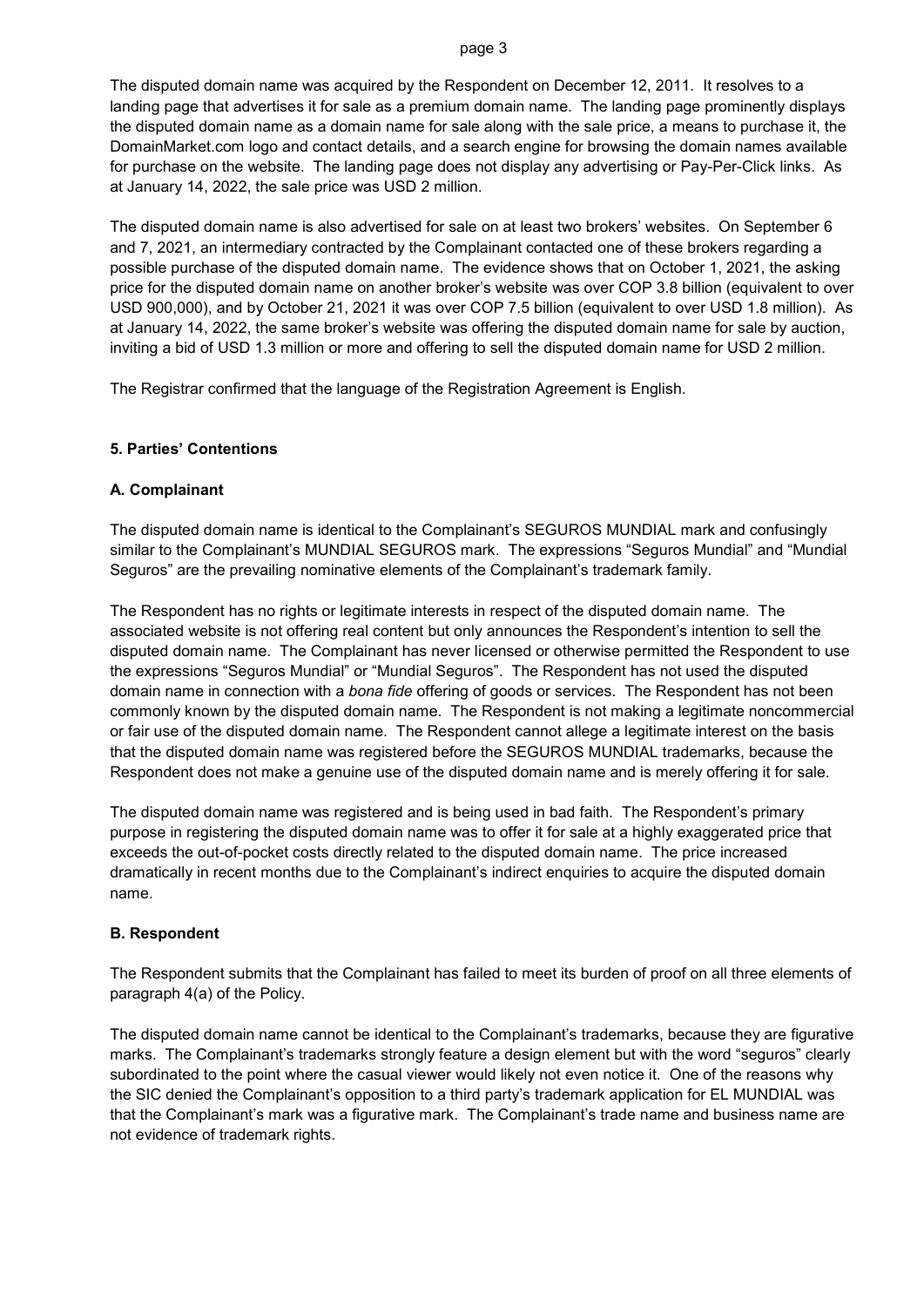The disputed domain name was acquired by the Respondent on December 12, 2011. It resolves to a landing page that advertises it for sale as a premium domain name. The landing page prominently displays the disputed domain name as a domain name for sale along with the sale price, a means to purchase it, the DomainMarket.com logo and contact details, and a search engine for browsing the domain names available for purchase on the website. The landing page does not display any advertising or Pay-Per-Click links. As at January 14, 2022, the sale price was USD 2 million.

The disputed domain name is also advertised for sale on at least two brokers' websites. On September 6 and 7, 2021, an intermediary contracted by the Complainant contacted one of these brokers regarding a possible purchase of the disputed domain name. The evidence shows that on October 1, 2021, the asking price for the disputed domain name on another broker's website was over COP 3.8 billion (equivalent to over USD 900,000), and by October 21, 2021 it was over COP 7.5 billion (equivalent to over USD 1.8 million). As at January 14, 2022, the same broker's website was offering the disputed domain name for sale by auction, inviting a bid of USD 1.3 million or more and offering to sell the disputed domain name for USD 2 million.

The Registrar confirmed that the language of the Registration Agreement is English.

## 5. Parties' Contentions

### A. Complainant

The disputed domain name is identical to the Complainant's SEGUROS MUNDIAL mark and confusingly similar to the Complainant's MUNDIAL SEGUROS mark. The expressions "Seguros Mundial" and "Mundial Seguros" are the prevailing nominative elements of the Complainant's trademark family.

The Respondent has no rights or legitimate interests in respect of the disputed domain name. The associated website is not offering real content but only announces the Respondent's intention to sell the disputed domain name. The Complainant has never licensed or otherwise permitted the Respondent to use the expressions "Seguros Mundial" or "Mundial Seguros". The Respondent has not used the disputed domain name in connection with a *bona fide* offering of goods or services. The Respondent has not been commonly known by the disputed domain name. The Respondent is not making a legitimate noncommercial or fair use of the disputed domain name. The Respondent cannot allege a legitimate interest on the basis that the disputed domain name was registered before the SEGUROS MUNDIAL trademarks, because the Respondent does not make a genuine use of the disputed domain name and is merely offering it for sale.

The disputed domain name was registered and is being used in bad faith. The Respondent's primary purpose in registering the disputed domain name was to offer it for sale at a highly exaggerated price that exceeds the out-of-pocket costs directly related to the disputed domain name. The price increased dramatically in recent months due to the Complainant's indirect enquiries to acquire the disputed domain name.

### B. Respondent

The Respondent submits that the Complainant has failed to meet its burden of proof on all three elements of paragraph 4(a) of the Policy.

The disputed domain name cannot be identical to the Complainant's trademarks, because they are figurative marks. The Complainant's trademarks strongly feature a design element but with the word "seguros" clearly subordinated to the point where the casual viewer would likely not even notice it. One of the reasons why the SIC denied the Complainant's opposition to a third party's trademark application for EL MUNDIAL was that the Complainant's mark was a figurative mark. The Complainant's trade name and business name are not evidence of trademark rights.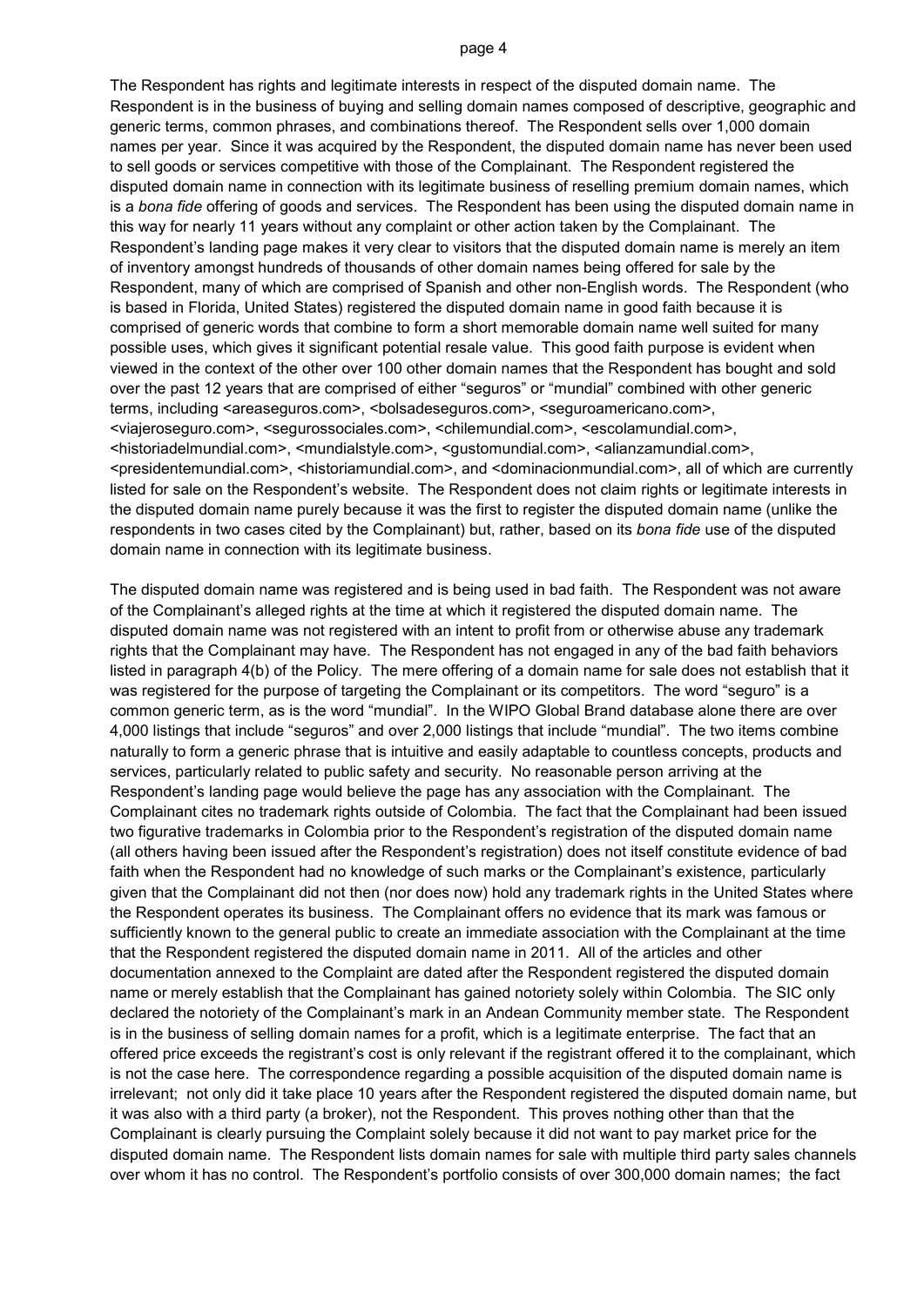The Respondent has rights and legitimate interests in respect of the disputed domain name. The Respondent is in the business of buying and selling domain names composed of descriptive, geographic and generic terms, common phrases, and combinations thereof. The Respondent sells over 1,000 domain names per year. Since it was acquired by the Respondent, the disputed domain name has never been used to sell goods or services competitive with those of the Complainant. The Respondent registered the disputed domain name in connection with its legitimate business of reselling premium domain names, which is a *bona fide* offering of goods and services. The Respondent has been using the disputed domain name in this way for nearly 11 years without any complaint or other action taken by the Complainant. The Respondent's landing page makes it very clear to visitors that the disputed domain name is merely an item of inventory amongst hundreds of thousands of other domain names being offered for sale by the Respondent, many of which are comprised of Spanish and other non-English words. The Respondent (who is based in Florida, United States) registered the disputed domain name in good faith because it is comprised of generic words that combine to form a short memorable domain name well suited for many possible uses, which gives it significant potential resale value. This good faith purpose is evident when viewed in the context of the other over 100 other domain names that the Respondent has bought and sold over the past 12 years that are comprised of either "seguros" or "mundial" combined with other generic terms, including <areaseguros.com>, <bolsadeseguros.com>, <seguroamericano.com>, <viajeroseguro.com>, <segurossociales.com>, <chilemundial.com>, <escolamundial.com>, <historiadelmundial.com>, <mundialstyle.com>, <gustomundial.com>, <alianzamundial.com>, <presidentemundial.com>, <historiamundial.com>, and <dominacionmundial.com>, all of which are currently listed for sale on the Respondent's website. The Respondent does not claim rights or legitimate interests in the disputed domain name purely because it was the first to register the disputed domain name (unlike the respondents in two cases cited by the Complainant) but, rather, based on its *bona fide* use of the disputed domain name in connection with its legitimate business.

The disputed domain name was registered and is being used in bad faith. The Respondent was not aware of the Complainant's alleged rights at the time at which it registered the disputed domain name. The disputed domain name was not registered with an intent to profit from or otherwise abuse any trademark rights that the Complainant may have. The Respondent has not engaged in any of the bad faith behaviors listed in paragraph 4(b) of the Policy. The mere offering of a domain name for sale does not establish that it was registered for the purpose of targeting the Complainant or its competitors. The word "seguro" is a common generic term, as is the word "mundial". In the WIPO Global Brand database alone there are over 4,000 listings that include "seguros" and over 2,000 listings that include "mundial". The two items combine naturally to form a generic phrase that is intuitive and easily adaptable to countless concepts, products and services, particularly related to public safety and security. No reasonable person arriving at the Respondent's landing page would believe the page has any association with the Complainant. The Complainant cites no trademark rights outside of Colombia. The fact that the Complainant had been issued two figurative trademarks in Colombia prior to the Respondent's registration of the disputed domain name (all others having been issued after the Respondent's registration) does not itself constitute evidence of bad faith when the Respondent had no knowledge of such marks or the Complainant's existence, particularly given that the Complainant did not then (nor does now) hold any trademark rights in the United States where the Respondent operates its business. The Complainant offers no evidence that its mark was famous or sufficiently known to the general public to create an immediate association with the Complainant at the time that the Respondent registered the disputed domain name in 2011. All of the articles and other documentation annexed to the Complaint are dated after the Respondent registered the disputed domain name or merely establish that the Complainant has gained notoriety solely within Colombia. The SIC only declared the notoriety of the Complainant's mark in an Andean Community member state. The Respondent is in the business of selling domain names for a profit, which is a legitimate enterprise. The fact that an offered price exceeds the registrant's cost is only relevant if the registrant offered it to the complainant, which is not the case here. The correspondence regarding a possible acquisition of the disputed domain name is irrelevant; not only did it take place 10 years after the Respondent registered the disputed domain name, but it was also with a third party (a broker), not the Respondent. This proves nothing other than that the Complainant is clearly pursuing the Complaint solely because it did not want to pay market price for the disputed domain name. The Respondent lists domain names for sale with multiple third party sales channels over whom it has no control. The Respondent's portfolio consists of over 300,000 domain names; the fact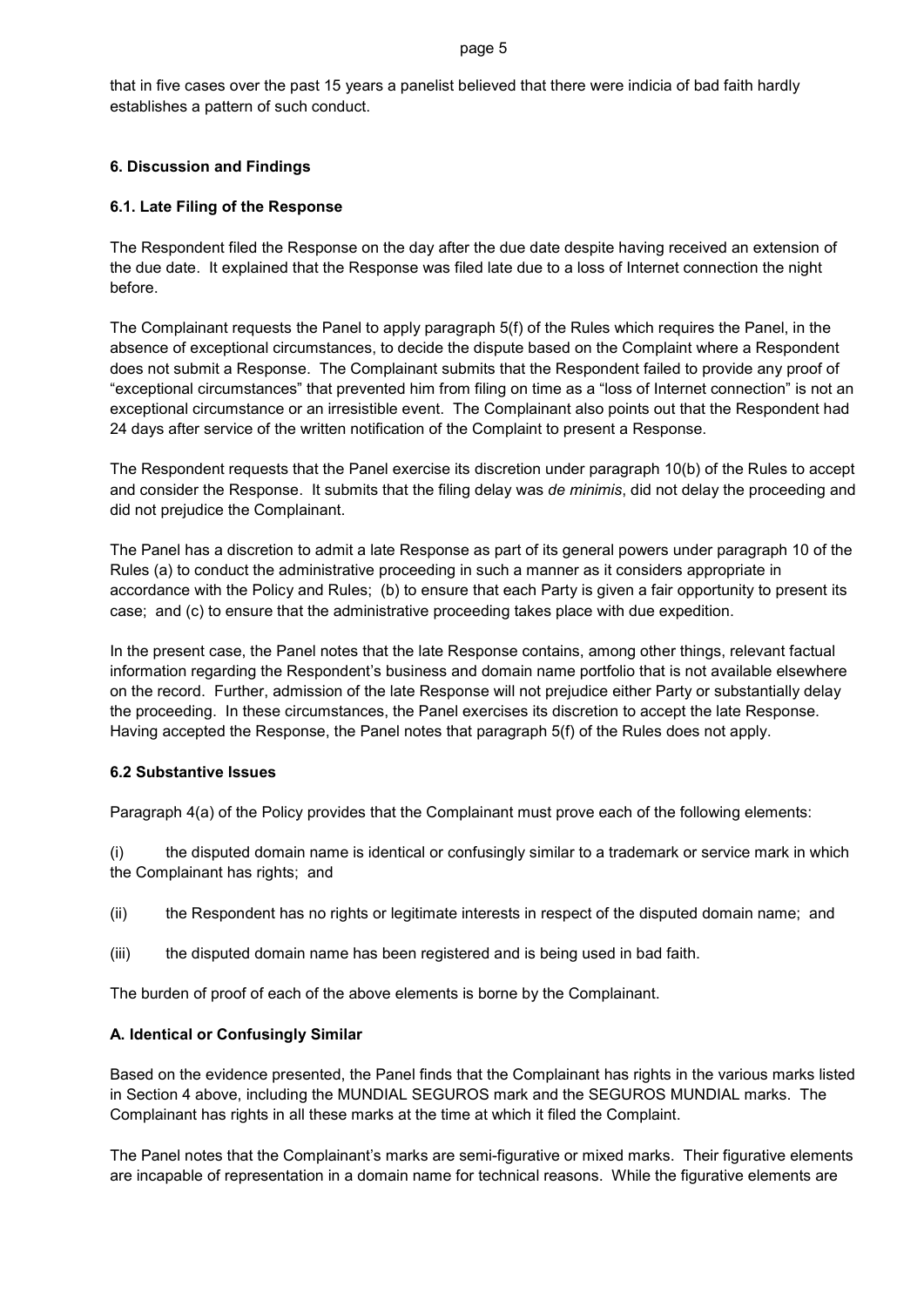that in five cases over the past 15 years a panelist believed that there were indicia of bad faith hardly establishes a pattern of such conduct.

## 6. Discussion and Findings

### 6.1. Late Filing of the Response

The Respondent filed the Response on the day after the due date despite having received an extension of the due date. It explained that the Response was filed late due to a loss of Internet connection the night before.

The Complainant requests the Panel to apply paragraph 5(f) of the Rules which requires the Panel, in the absence of exceptional circumstances, to decide the dispute based on the Complaint where a Respondent does not submit a Response. The Complainant submits that the Respondent failed to provide any proof of "exceptional circumstances" that prevented him from filing on time as a "loss of Internet connection" is not an exceptional circumstance or an irresistible event. The Complainant also points out that the Respondent had 24 days after service of the written notification of the Complaint to present a Response.

The Respondent requests that the Panel exercise its discretion under paragraph 10(b) of the Rules to accept and consider the Response. It submits that the filing delay was *de minimis*, did not delay the proceeding and did not prejudice the Complainant.

The Panel has a discretion to admit a late Response as part of its general powers under paragraph 10 of the Rules (a) to conduct the administrative proceeding in such a manner as it considers appropriate in accordance with the Policy and Rules; (b) to ensure that each Party is given a fair opportunity to present its case; and (c) to ensure that the administrative proceeding takes place with due expedition.

In the present case, the Panel notes that the late Response contains, among other things, relevant factual information regarding the Respondent's business and domain name portfolio that is not available elsewhere on the record. Further, admission of the late Response will not prejudice either Party or substantially delay the proceeding. In these circumstances, the Panel exercises its discretion to accept the late Response. Having accepted the Response, the Panel notes that paragraph 5(f) of the Rules does not apply.

### 6.2 Substantive Issues

Paragraph 4(a) of the Policy provides that the Complainant must prove each of the following elements:

(i) the disputed domain name is identical or confusingly similar to a trademark or service mark in which the Complainant has rights; and

(ii) the Respondent has no rights or legitimate interests in respect of the disputed domain name; and

(iii) the disputed domain name has been registered and is being used in bad faith.

The burden of proof of each of the above elements is borne by the Complainant.

#### A. Identical or Confusingly Similar

Based on the evidence presented, the Panel finds that the Complainant has rights in the various marks listed in Section 4 above, including the MUNDIAL SEGUROS mark and the SEGUROS MUNDIAL marks. The Complainant has rights in all these marks at the time at which it filed the Complaint.

The Panel notes that the Complainant's marks are semi-figurative or mixed marks. Their figurative elements are incapable of representation in a domain name for technical reasons. While the figurative elements are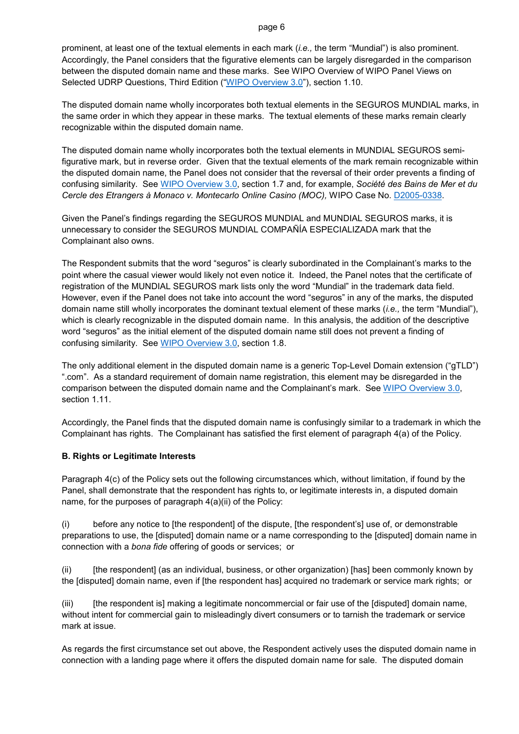prominent, at least one of the textual elements in each mark (*i.e.,* the term "Mundial") is also prominent. Accordingly, the Panel considers that the figurative elements can be largely disregarded in the comparison between the disputed domain name and these marks. See WIPO Overview of WIPO Panel Views on Selected UDRP Questions, Third Edition ("WIPO Overview 3.0"), section 1.10.

The disputed domain name wholly incorporates both textual elements in the SEGUROS MUNDIAL marks, in the same order in which they appear in these marks. The textual elements of these marks remain clearly recognizable within the disputed domain name.

The disputed domain name wholly incorporates both the textual elements in MUNDIAL SEGUROS semi-figurative mark, but in reverse order. Given that the textual elements of the mark remain recognizable within the disputed domain name, the Panel does not consider that the reversal of their order prevents a finding of confusing similarity. See WIPO Overview 3.0, section 1.7 and, for example, *Société des Bains de Mer et du Cercle des Etrangers à Monaco v. Montecarlo Online Casino (MOC),* WIPO Case No. D2005-0338.

Given the Panel's findings regarding the SEGUROS MUNDIAL and MUNDIAL SEGUROS marks, it is unnecessary to consider the SEGUROS MUNDIAL COMPAÑÍA ESPECIALIZADA mark that the Complainant also owns.

The Respondent submits that the word "seguros" is clearly subordinated in the Complainant's marks to the point where the casual viewer would likely not even notice it. Indeed, the Panel notes that the certificate of registration of the MUNDIAL SEGUROS mark lists only the word "Mundial" in the trademark data field. However, even if the Panel does not take into account the word "seguros" in any of the marks, the disputed domain name still wholly incorporates the dominant textual element of these marks (*i.e.,* the term "Mundial"), which is clearly recognizable in the disputed domain name. In this analysis, the addition of the descriptive word "seguros" as the initial element of the disputed domain name still does not prevent a finding of confusing similarity. See WIPO Overview 3.0, section 1.8.

The only additional element in the disputed domain name is a generic Top-Level Domain extension ("gTLD") ".com". As a standard requirement of domain name registration, this element may be disregarded in the comparison between the disputed domain name and the Complainant's mark. See WIPO Overview 3.0, section 1.11.

Accordingly, the Panel finds that the disputed domain name is confusingly similar to a trademark in which the Complainant has rights. The Complainant has satisfied the first element of paragraph 4(a) of the Policy.

**B. Rights or Legitimate Interests**

Paragraph 4(c) of the Policy sets out the following circumstances which, without limitation, if found by the Panel, shall demonstrate that the respondent has rights to, or legitimate interests in, a disputed domain name, for the purposes of paragraph 4(a)(ii) of the Policy:

(i) before any notice to [the respondent] of the dispute, [the respondent's] use of, or demonstrable preparations to use, the [disputed] domain name or a name corresponding to the [disputed] domain name in connection with a *bona fide* offering of goods or services; or

(ii) [the respondent] (as an individual, business, or other organization) [has] been commonly known by the [disputed] domain name, even if [the respondent has] acquired no trademark or service mark rights; or

(iii) [the respondent is] making a legitimate noncommercial or fair use of the [disputed] domain name, without intent for commercial gain to misleadingly divert consumers or to tarnish the trademark or service mark at issue.

As regards the first circumstance set out above, the Respondent actively uses the disputed domain name in connection with a landing page where it offers the disputed domain name for sale. The disputed domain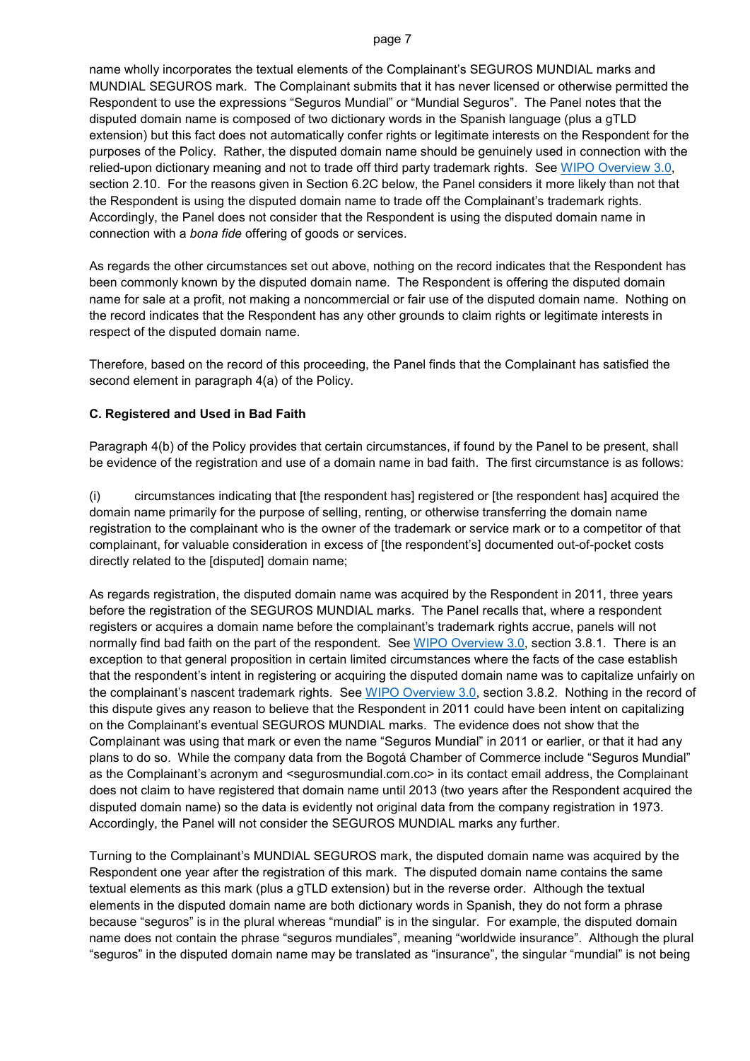name wholly incorporates the textual elements of the Complainant's SEGUROS MUNDIAL marks and MUNDIAL SEGUROS mark. The Complainant submits that it has never licensed or otherwise permitted the Respondent to use the expressions "Seguros Mundial" or "Mundial Seguros". The Panel notes that the disputed domain name is composed of two dictionary words in the Spanish language (plus a gTLD extension) but this fact does not automatically confer rights or legitimate interests on the Respondent for the purposes of the Policy. Rather, the disputed domain name should be genuinely used in connection with the relied-upon dictionary meaning and not to trade off third party trademark rights. See [WIPO Overview 3.0](), section 2.10. For the reasons given in Section 6.2C below, the Panel considers it more likely than not that the Respondent is using the disputed domain name to trade off the Complainant's trademark rights. Accordingly, the Panel does not consider that the Respondent is using the disputed domain name in connection with a *bona fide* offering of goods or services.

As regards the other circumstances set out above, nothing on the record indicates that the Respondent has been commonly known by the disputed domain name. The Respondent is offering the disputed domain name for sale at a profit, not making a noncommercial or fair use of the disputed domain name. Nothing on the record indicates that the Respondent has any other grounds to claim rights or legitimate interests in respect of the disputed domain name.

Therefore, based on the record of this proceeding, the Panel finds that the Complainant has satisfied the second element in paragraph 4(a) of the Policy.

### C. Registered and Used in Bad Faith

Paragraph 4(b) of the Policy provides that certain circumstances, if found by the Panel to be present, shall be evidence of the registration and use of a domain name in bad faith. The first circumstance is as follows:

(i) circumstances indicating that [the respondent has] registered or [the respondent has] acquired the domain name primarily for the purpose of selling, renting, or otherwise transferring the domain name registration to the complainant who is the owner of the trademark or service mark or to a competitor of that complainant, for valuable consideration in excess of [the respondent's] documented out-of-pocket costs directly related to the [disputed] domain name;

As regards registration, the disputed domain name was acquired by the Respondent in 2011, three years before the registration of the SEGUROS MUNDIAL marks. The Panel recalls that, where a respondent registers or acquires a domain name before the complainant's trademark rights accrue, panels will not normally find bad faith on the part of the respondent. See [WIPO Overview 3.0](), section 3.8.1. There is an exception to that general proposition in certain limited circumstances where the facts of the case establish that the respondent's intent in registering or acquiring the disputed domain name was to capitalize unfairly on the complainant's nascent trademark rights. See [WIPO Overview 3.0](), section 3.8.2. Nothing in the record of this dispute gives any reason to believe that the Respondent in 2011 could have been intent on capitalizing on the Complainant's eventual SEGUROS MUNDIAL marks. The evidence does not show that the Complainant was using that mark or even the name "Seguros Mundial" in 2011 or earlier, or that it had any plans to do so. While the company data from the Bogotá Chamber of Commerce include "Seguros Mundial" as the Complainant's acronym and <segurosmundial.com.co> in its contact email address, the Complainant does not claim to have registered that domain name until 2013 (two years after the Respondent acquired the disputed domain name) so the data is evidently not original data from the company registration in 1973. Accordingly, the Panel will not consider the SEGUROS MUNDIAL marks any further.

Turning to the Complainant's MUNDIAL SEGUROS mark, the disputed domain name was acquired by the Respondent one year after the registration of this mark. The disputed domain name contains the same textual elements as this mark (plus a gTLD extension) but in the reverse order. Although the textual elements in the disputed domain name are both dictionary words in Spanish, they do not form a phrase because "seguros" is in the plural whereas "mundial" is in the singular. For example, the disputed domain name does not contain the phrase "seguros mundiales", meaning "worldwide insurance". Although the plural "seguros" in the disputed domain name may be translated as "insurance", the singular "mundial" is not being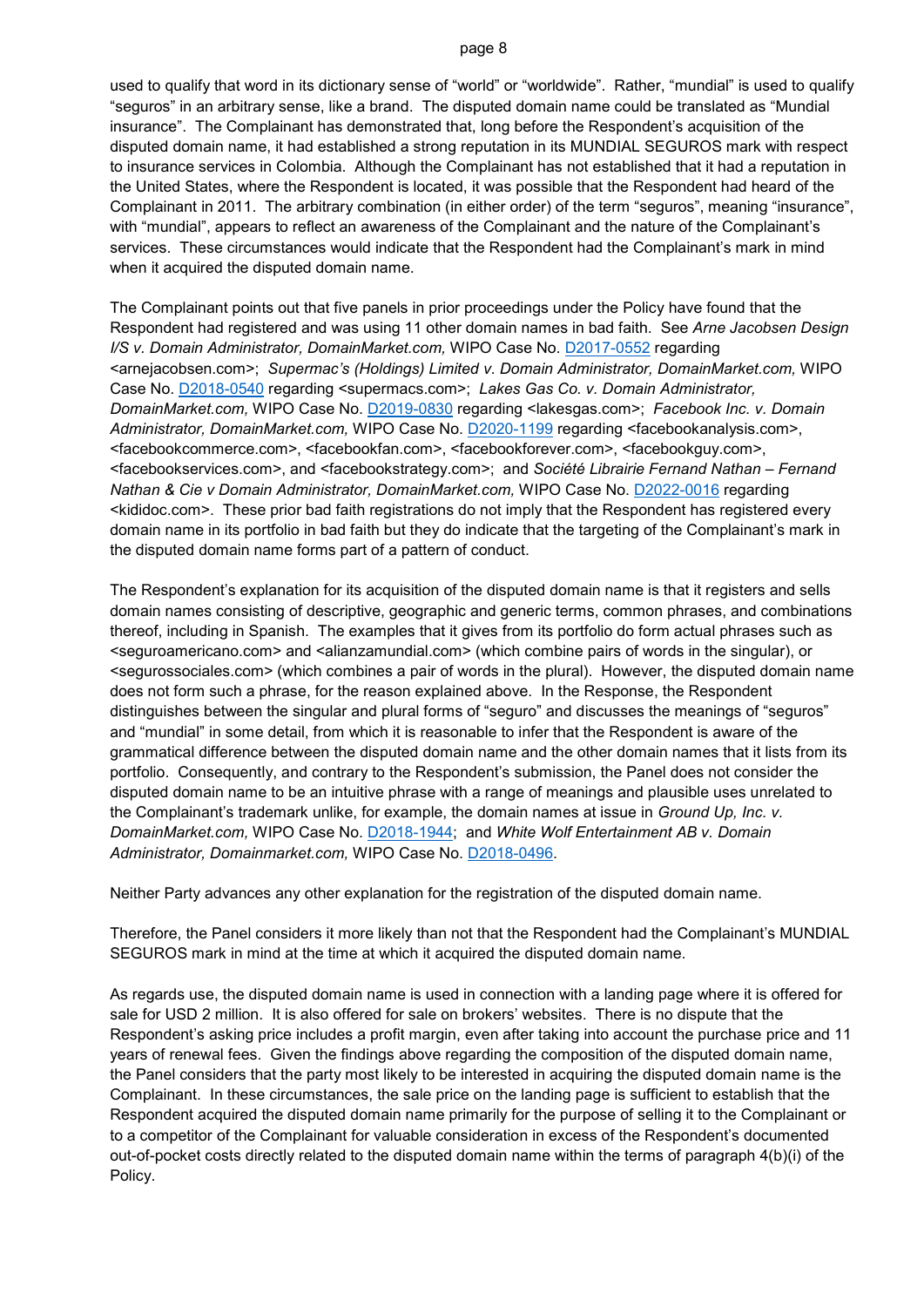used to qualify that word in its dictionary sense of "world" or "worldwide". Rather, "mundial" is used to qualify "seguros" in an arbitrary sense, like a brand. The disputed domain name could be translated as "Mundial insurance". The Complainant has demonstrated that, long before the Respondent's acquisition of the disputed domain name, it had established a strong reputation in its MUNDIAL SEGUROS mark with respect to insurance services in Colombia. Although the Complainant has not established that it had a reputation in the United States, where the Respondent is located, it was possible that the Respondent had heard of the Complainant in 2011. The arbitrary combination (in either order) of the term "seguros", meaning "insurance", with "mundial", appears to reflect an awareness of the Complainant and the nature of the Complainant's services. These circumstances would indicate that the Respondent had the Complainant's mark in mind when it acquired the disputed domain name.

The Complainant points out that five panels in prior proceedings under the Policy have found that the Respondent had registered and was using 11 other domain names in bad faith. See *Arne Jacobsen Design I/S v. Domain Administrator, DomainMarket.com,* WIPO Case No. D2017-0552 regarding <arnejacobsen.com>; *Supermac's (Holdings) Limited v. Domain Administrator, DomainMarket.com,* WIPO Case No. D2018-0540 regarding <supermacs.com>; *Lakes Gas Co. v. Domain Administrator, DomainMarket.com,* WIPO Case No. D2019-0830 regarding <lakesgas.com>; *Facebook Inc. v. Domain Administrator, DomainMarket.com,* WIPO Case No. D2020-1199 regarding <facebookanalysis.com>, <facebookcommerce.com>, <facebookfan.com>, <facebookforever.com>, <facebookguy.com>, <facebookservices.com>, and <facebookstrategy.com>; and *Société Librairie Fernand Nathan – Fernand Nathan & Cie v Domain Administrator, DomainMarket.com,* WIPO Case No. D2022-0016 regarding <kididoc.com>. These prior bad faith registrations do not imply that the Respondent has registered every domain name in its portfolio in bad faith but they do indicate that the targeting of the Complainant's mark in the disputed domain name forms part of a pattern of conduct.

The Respondent's explanation for its acquisition of the disputed domain name is that it registers and sells domain names consisting of descriptive, geographic and generic terms, common phrases, and combinations thereof, including in Spanish. The examples that it gives from its portfolio do form actual phrases such as <seguroamericano.com> and <alianzamundial.com> (which combine pairs of words in the singular), or <segurossociales.com> (which combines a pair of words in the plural). However, the disputed domain name does not form such a phrase, for the reason explained above. In the Response, the Respondent distinguishes between the singular and plural forms of "seguro" and discusses the meanings of "seguros" and "mundial" in some detail, from which it is reasonable to infer that the Respondent is aware of the grammatical difference between the disputed domain name and the other domain names that it lists from its portfolio. Consequently, and contrary to the Respondent's submission, the Panel does not consider the disputed domain name to be an intuitive phrase with a range of meanings and plausible uses unrelated to the Complainant's trademark unlike, for example, the domain names at issue in *Ground Up, Inc. v. DomainMarket.com,* WIPO Case No. D2018-1944; and *White Wolf Entertainment AB v. Domain Administrator, Domainmarket.com,* WIPO Case No. D2018-0496.

Neither Party advances any other explanation for the registration of the disputed domain name.

Therefore, the Panel considers it more likely than not that the Respondent had the Complainant's MUNDIAL SEGUROS mark in mind at the time at which it acquired the disputed domain name.

As regards use, the disputed domain name is used in connection with a landing page where it is offered for sale for USD 2 million. It is also offered for sale on brokers' websites. There is no dispute that the Respondent's asking price includes a profit margin, even after taking into account the purchase price and 11 years of renewal fees. Given the findings above regarding the composition of the disputed domain name, the Panel considers that the party most likely to be interested in acquiring the disputed domain name is the Complainant. In these circumstances, the sale price on the landing page is sufficient to establish that the Respondent acquired the disputed domain name primarily for the purpose of selling it to the Complainant or to a competitor of the Complainant for valuable consideration in excess of the Respondent's documented out-of-pocket costs directly related to the disputed domain name within the terms of paragraph 4(b)(i) of the Policy.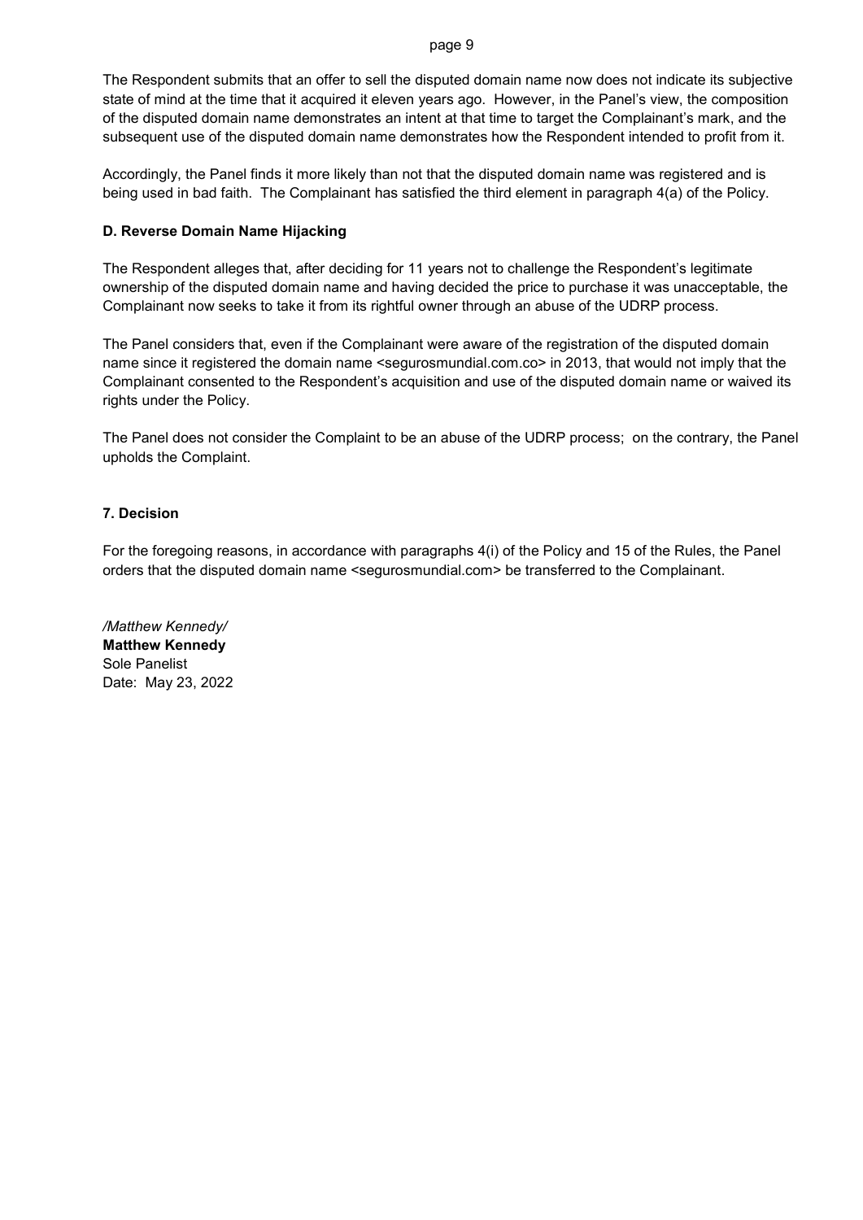The Respondent submits that an offer to sell the disputed domain name now does not indicate its subjective state of mind at the time that it acquired it eleven years ago. However, in the Panel's view, the composition of the disputed domain name demonstrates an intent at that time to target the Complainant's mark, and the subsequent use of the disputed domain name demonstrates how the Respondent intended to profit from it.

Accordingly, the Panel finds it more likely than not that the disputed domain name was registered and is being used in bad faith. The Complainant has satisfied the third element in paragraph 4(a) of the Policy.

**D. Reverse Domain Name Hijacking**

The Respondent alleges that, after deciding for 11 years not to challenge the Respondent's legitimate ownership of the disputed domain name and having decided the price to purchase it was unacceptable, the Complainant now seeks to take it from its rightful owner through an abuse of the UDRP process.

The Panel considers that, even if the Complainant were aware of the registration of the disputed domain name since it registered the domain name <segurosmundial.com.co> in 2013, that would not imply that the Complainant consented to the Respondent's acquisition and use of the disputed domain name or waived its rights under the Policy.

The Panel does not consider the Complaint to be an abuse of the UDRP process; on the contrary, the Panel upholds the Complaint.

**7. Decision**

For the foregoing reasons, in accordance with paragraphs 4(i) of the Policy and 15 of the Rules, the Panel orders that the disputed domain name <segurosmundial.com> be transferred to the Complainant.

*/Matthew Kennedy/*
**Matthew Kennedy**
Sole Panelist
Date: May 23, 2022